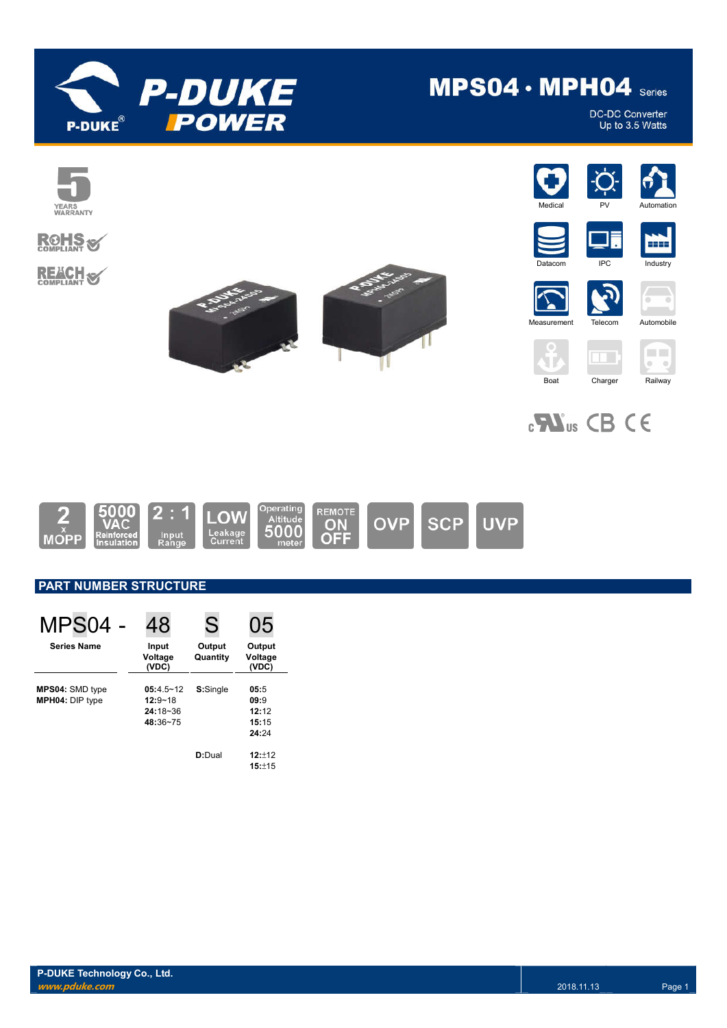# MPS04 · MPH04 Series

DC-DC Converter
Up to 3.5 Watts

5 YEARS WARRANTY

RoHS COMPLIANT

REACH COMPLIANT

Medical | PV | Automation | Datacom | IPC | Industry | Measurement | Telecom | Automobile | Boat | Charger | Railway

2 x MOPP | 5000 VAC Reinforced Insulation | 2 : 1 Input Range | LOW Leakage Current | Operating Altitude 5000 meter | REMOTE ON OFF | OVP | SCP | UVP

## PART NUMBER STRUCTURE

| MPS04 - | 48 | S | 05 |
|---|---|---|---|
| Series Name | Input Voltage (VDC) | Output Quantity | Output Voltage (VDC) |
| **MPS04:** SMD type<br>**MPH04:** DIP type | **05:**4.5~12<br>**12:**9~18<br>**24:**18~36<br>**48:**36~75 | **S:**Single | **05:**5<br>**09:**9<br>**12:**12<br>**15:**15<br>**24:**24 |
| | | **D:**Dual | **12:**±12<br>**15:**±15 |

**P-DUKE Technology Co., Ltd.**
*www.pduke.com*

2018.11.13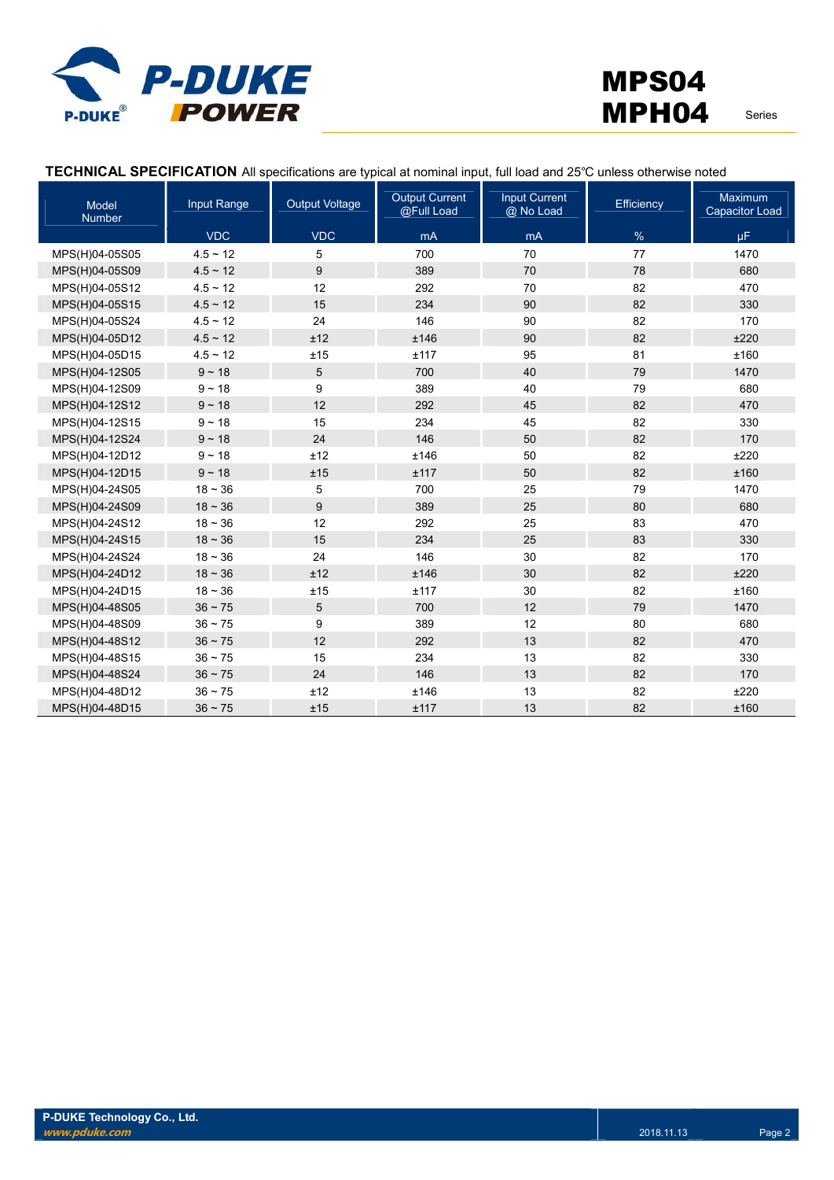## TECHNICAL SPECIFICATION

All specifications are typical at nominal input, full load and 25℃ unless otherwise noted

| Model Number | Input Range | Output Voltage | Output Current @Full Load | Input Current @ No Load | Efficiency | Maximum Capacitor Load |
|---|---|---|---|---|---|---|
| | VDC | VDC | mA | mA | % | µF |
| MPS(H)04-05S05 | 4.5 ~ 12 | 5 | 700 | 70 | 77 | 1470 |
| MPS(H)04-05S09 | 4.5 ~ 12 | 9 | 389 | 70 | 78 | 680 |
| MPS(H)04-05S12 | 4.5 ~ 12 | 12 | 292 | 70 | 82 | 470 |
| MPS(H)04-05S15 | 4.5 ~ 12 | 15 | 234 | 90 | 82 | 330 |
| MPS(H)04-05S24 | 4.5 ~ 12 | 24 | 146 | 90 | 82 | 170 |
| MPS(H)04-05D12 | 4.5 ~ 12 | ±12 | ±146 | 90 | 82 | ±220 |
| MPS(H)04-05D15 | 4.5 ~ 12 | ±15 | ±117 | 95 | 81 | ±160 |
| MPS(H)04-12S05 | 9 ~ 18 | 5 | 700 | 40 | 79 | 1470 |
| MPS(H)04-12S09 | 9 ~ 18 | 9 | 389 | 40 | 79 | 680 |
| MPS(H)04-12S12 | 9 ~ 18 | 12 | 292 | 45 | 82 | 470 |
| MPS(H)04-12S15 | 9 ~ 18 | 15 | 234 | 45 | 82 | 330 |
| MPS(H)04-12S24 | 9 ~ 18 | 24 | 146 | 50 | 82 | 170 |
| MPS(H)04-12D12 | 9 ~ 18 | ±12 | ±146 | 50 | 82 | ±220 |
| MPS(H)04-12D15 | 9 ~ 18 | ±15 | ±117 | 50 | 82 | ±160 |
| MPS(H)04-24S05 | 18 ~ 36 | 5 | 700 | 25 | 79 | 1470 |
| MPS(H)04-24S09 | 18 ~ 36 | 9 | 389 | 25 | 80 | 680 |
| MPS(H)04-24S12 | 18 ~ 36 | 12 | 292 | 25 | 83 | 470 |
| MPS(H)04-24S15 | 18 ~ 36 | 15 | 234 | 25 | 83 | 330 |
| MPS(H)04-24S24 | 18 ~ 36 | 24 | 146 | 30 | 82 | 170 |
| MPS(H)04-24D12 | 18 ~ 36 | ±12 | ±146 | 30 | 82 | ±220 |
| MPS(H)04-24D15 | 18 ~ 36 | ±15 | ±117 | 30 | 82 | ±160 |
| MPS(H)04-48S05 | 36 ~ 75 | 5 | 700 | 12 | 79 | 1470 |
| MPS(H)04-48S09 | 36 ~ 75 | 9 | 389 | 12 | 80 | 680 |
| MPS(H)04-48S12 | 36 ~ 75 | 12 | 292 | 13 | 82 | 470 |
| MPS(H)04-48S15 | 36 ~ 75 | 15 | 234 | 13 | 82 | 330 |
| MPS(H)04-48S24 | 36 ~ 75 | 24 | 146 | 13 | 82 | 170 |
| MPS(H)04-48D12 | 36 ~ 75 | ±12 | ±146 | 13 | 82 | ±220 |
| MPS(H)04-48D15 | 36 ~ 75 | ±15 | ±117 | 13 | 82 | ±160 |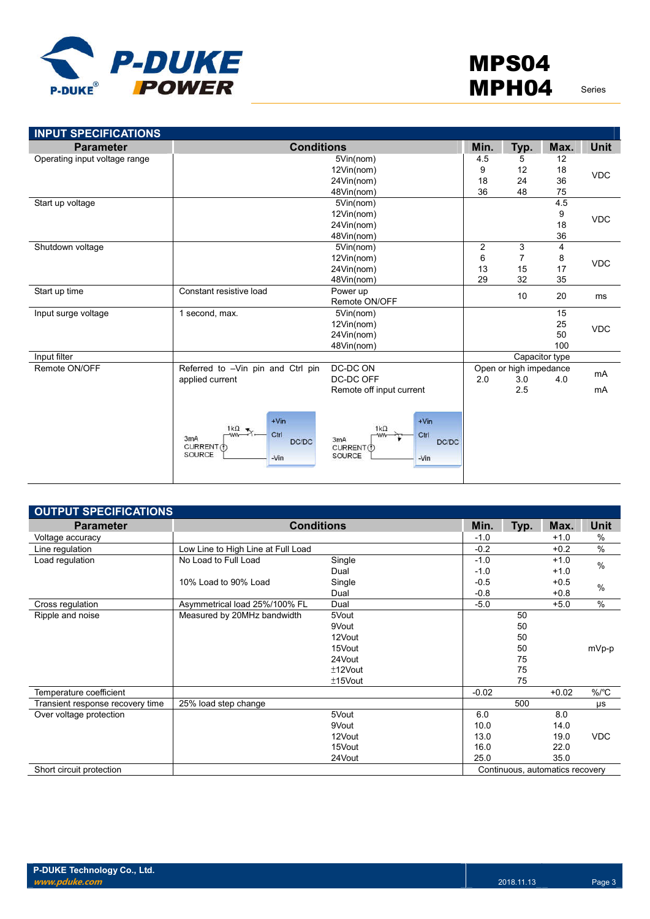## INPUT SPECIFICATIONS

| Parameter | Conditions | | Min. | Typ. | Max. | Unit |
|---|---|---|---|---|---|---|
| Operating input voltage range | | 5Vin(nom) | 4.5 | 5 | 12 | VDC |
| | | 12Vin(nom) | 9 | 12 | 18 | |
| | | 24Vin(nom) | 18 | 24 | 36 | |
| | | 48Vin(nom) | 36 | 48 | 75 | |
| Start up voltage | | 5Vin(nom) | | | 4.5 | VDC |
| | | 12Vin(nom) | | | 9 | |
| | | 24Vin(nom) | | | 18 | |
| | | 48Vin(nom) | | | 36 | |
| Shutdown voltage | | 5Vin(nom) | 2 | 3 | 4 | VDC |
| | | 12Vin(nom) | 6 | 7 | 8 | |
| | | 24Vin(nom) | 13 | 15 | 17 | |
| | | 48Vin(nom) | 29 | 32 | 35 | |
| Start up time | Constant resistive load | Power up<br>Remote ON/OFF | | 10 | 20 | ms |
| Input surge voltage | 1 second, max. | 5Vin(nom) | | | 15 | VDC |
| | | 12Vin(nom) | | | 25 | |
| | | 24Vin(nom) | | | 50 | |
| | | 48Vin(nom) | | | 100 | |
| Input filter | | | Capacitor type | | | |
| Remote ON/OFF | Referred to –Vin pin and Ctrl pin applied current | DC-DC ON | Open or high impedance | | | mA |
| | | DC-DC OFF | 2.0 | 3.0 | 4.0 | |
| | | Remote off input current | | 2.5 | | mA |

## OUTPUT SPECIFICATIONS

| Parameter | Conditions | | Min. | Typ. | Max. | Unit |
|---|---|---|---|---|---|---|
| Voltage accuracy | | | -1.0 | | +1.0 | % |
| Line regulation | Low Line to High Line at Full Load | | -0.2 | | +0.2 | % |
| Load regulation | No Load to Full Load | Single | -1.0 | | +1.0 | % |
| | | Dual | -1.0 | | +1.0 | |
| | 10% Load to 90% Load | Single | -0.5 | | +0.5 | % |
| | | Dual | -0.8 | | +0.8 | |
| Cross regulation | Asymmetrical load 25%/100% FL | Dual | -5.0 | | +5.0 | % |
| Ripple and noise | Measured by 20MHz bandwidth | 5Vout | | 50 | | mVp-p |
| | | 9Vout | | 50 | | |
| | | 12Vout | | 50 | | |
| | | 15Vout | | 50 | | |
| | | 24Vout | | 75 | | |
| | | ±12Vout | | 75 | | |
| | | ±15Vout | | 75 | | |
| Temperature coefficient | | | -0.02 | | +0.02 | %/°C |
| Transient response recovery time | 25% load step change | | | 500 | | μs |
| Over voltage protection | | 5Vout | 6.0 | | 8.0 | VDC |
| | | 9Vout | 10.0 | | 14.0 | |
| | | 12Vout | 13.0 | | 19.0 | |
| | | 15Vout | 16.0 | | 22.0 | |
| | | 24Vout | 25.0 | | 35.0 | |
| Short circuit protection | | | Continuous, automatics recovery | | | |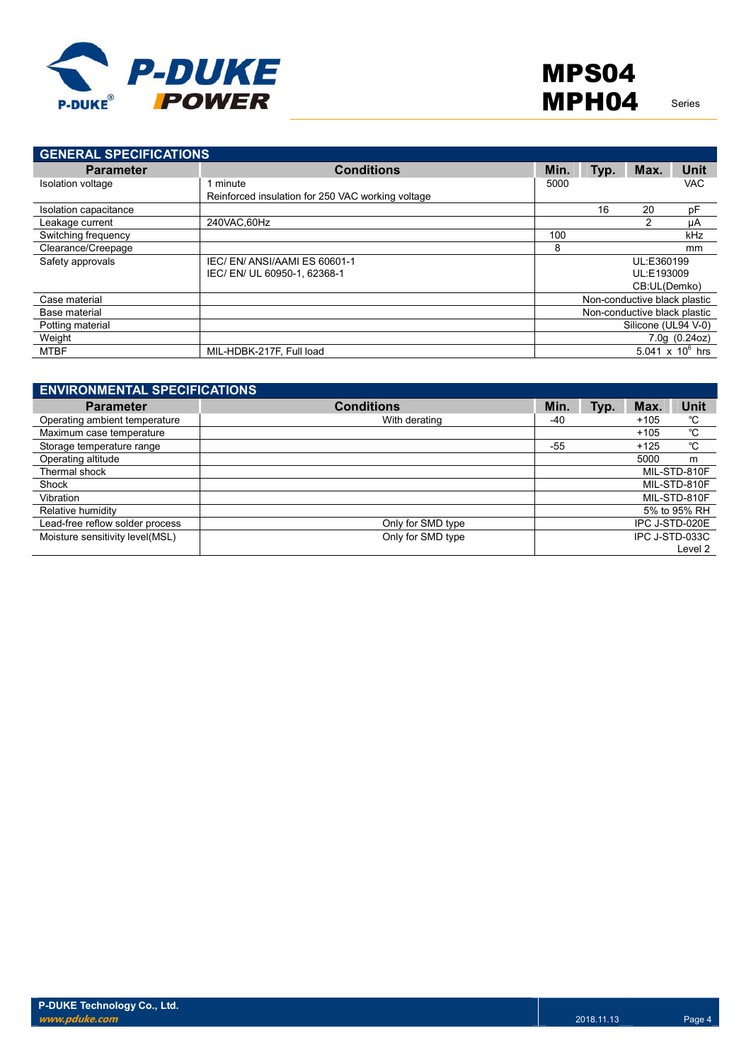## GENERAL SPECIFICATIONS

| Parameter | Conditions | Min. | Typ. | Max. | Unit |
|---|---|---|---|---|---|
| Isolation voltage | 1 minute<br>Reinforced insulation for 250 VAC working voltage | 5000 | | | VAC |
| Isolation capacitance | | | 16 | 20 | pF |
| Leakage current | 240VAC,60Hz | | | 2 | μA |
| Switching frequency | | 100 | | | kHz |
| Clearance/Creepage | | 8 | | | mm |
| Safety approvals | IEC/ EN/ ANSI/AAMI ES 60601-1<br>IEC/ EN/ UL 60950-1, 62368-1 | | | | UL:E360199<br>UL:E193009<br>CB:UL(Demko) |
| Case material | | | | | Non-conductive black plastic |
| Base material | | | | | Non-conductive black plastic |
| Potting material | | | | | Silicone (UL94 V-0) |
| Weight | | | | | 7.0g (0.24oz) |
| MTBF | MIL-HDBK-217F, Full load | | | | $5.041 \times 10^6$ hrs |

## ENVIRONMENTAL SPECIFICATIONS

| Parameter | Conditions | Min. | Typ. | Max. | Unit |
|---|---|---|---|---|---|
| Operating ambient temperature | With derating | -40 | | +105 | ℃ |
| Maximum case temperature | | | | +105 | ℃ |
| Storage temperature range | | -55 | | +125 | ℃ |
| Operating altitude | | | | 5000 | m |
| Thermal shock | | | | | MIL-STD-810F |
| Shock | | | | | MIL-STD-810F |
| Vibration | | | | | MIL-STD-810F |
| Relative humidity | | | | | 5% to 95% RH |
| Lead-free reflow solder process | Only for SMD type | | | | IPC J-STD-020E |
| Moisture sensitivity level(MSL) | Only for SMD type | | | | IPC J-STD-033C<br>Level 2 |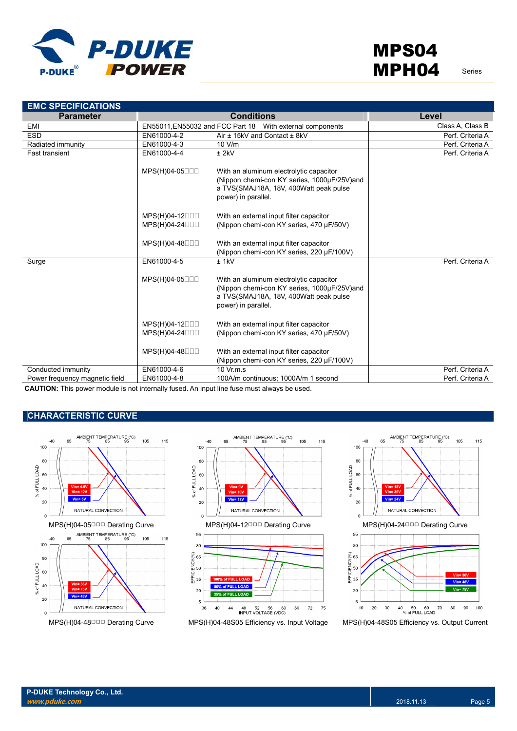## EMC SPECIFICATIONS

| Parameter | Conditions | | Level |
|---|---|---|---|
| EMI | EN55011,EN55032 and FCC Part 18 | With external components | Class A, Class B |
| ESD | EN61000-4-2 | Air ± 15kV and Contact ± 8kV | Perf. Criteria A |
| Radiated immunity | EN61000-4-3 | 10 V/m | Perf. Criteria A |
| Fast transient | EN61000-4-4 | ± 2kV | Perf. Criteria A |
| | MPS(H)04-05□□□ | With an aluminum electrolytic capacitor (Nippon chemi-con KY series, 1000µF/25V)and a TVS(SMAJ18A, 18V, 400Watt peak pulse power) in parallel. | |
| | MPS(H)04-12□□□ MPS(H)04-24□□□ | With an external input filter capacitor (Nippon chemi-con KY series, 470 µF/50V) | |
| | MPS(H)04-48□□□ | With an external input filter capacitor (Nippon chemi-con KY series, 220 µF/100V) | |
| Surge | EN61000-4-5 | ± 1kV | Perf. Criteria A |
| | MPS(H)04-05□□□ | With an aluminum electrolytic capacitor (Nippon chemi-con KY series, 1000µF/25V)and a TVS(SMAJ18A, 18V, 400Watt peak pulse power) in parallel. | |
| | MPS(H)04-12□□□ MPS(H)04-24□□□ | With an external input filter capacitor (Nippon chemi-con KY series, 470 µF/50V) | |
| | MPS(H)04-48□□□ | With an external input filter capacitor (Nippon chemi-con KY series, 220 µF/100V) | |
| Conducted immunity | EN61000-4-6 | 10 Vr.m.s | Perf. Criteria A |
| Power frequency magnetic field | EN61000-4-8 | 100A/m continuous; 1000A/m 1 second | Perf. Criteria A |

**CAUTION:** This power module is not internally fused. An input line fuse must always be used.

## CHARACTERISTIC CURVE

MPS(H)04-05□□□ Derating Curve

MPS(H)04-12□□□ Derating Curve

MPS(H)04-24□□□ Derating Curve

MPS(H)04-48□□□ Derating Curve

MPS(H)04-48S05 Efficiency vs. Input Voltage

MPS(H)04-48S05 Efficiency vs. Output Current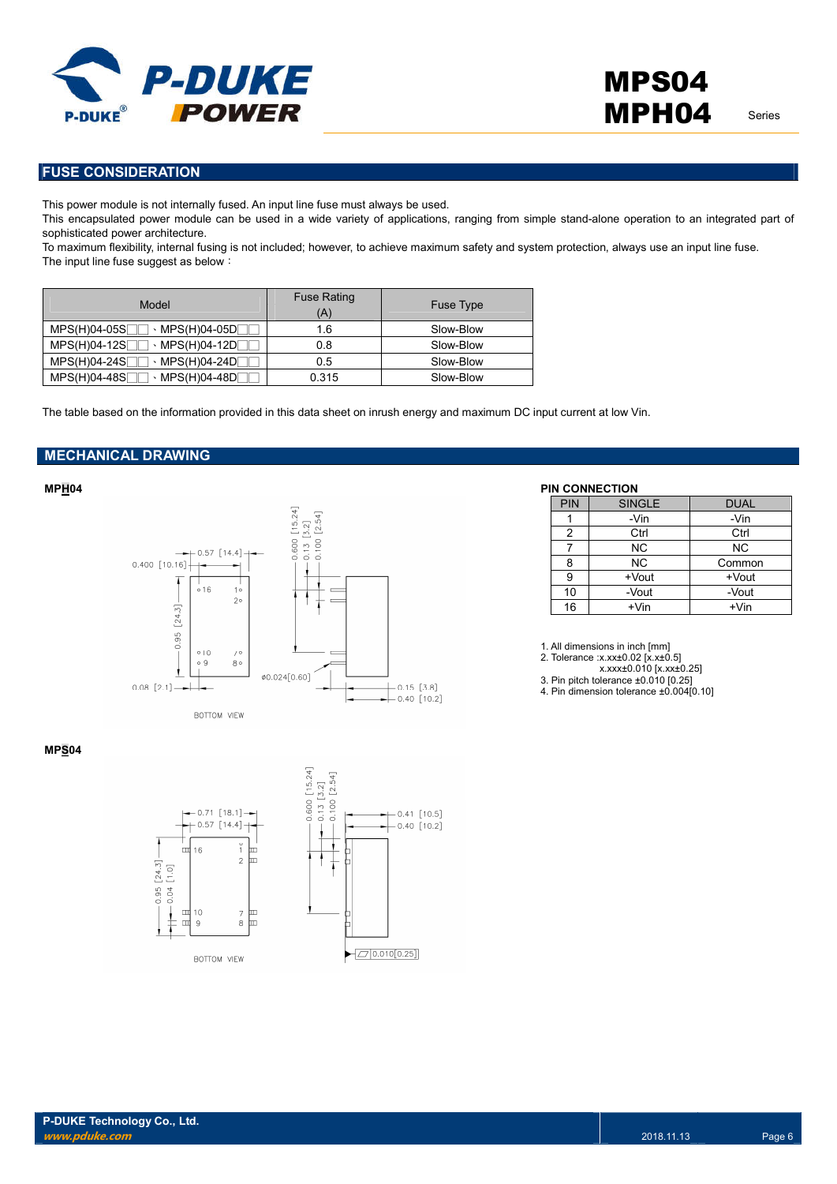## FUSE CONSIDERATION

This power module is not internally fused. An input line fuse must always be used.
This encapsulated power module can be used in a wide variety of applications, ranging from simple stand-alone operation to an integrated part of sophisticated power architecture.
To maximum flexibility, internal fusing is not included; however, to achieve maximum safety and system protection, always use an input line fuse.
The input line fuse suggest as below：

| Model | Fuse Rating (A) | Fuse Type |
|---|---|---|
| MPS(H)04-05S□□ 、MPS(H)04-05D□□ | 1.6 | Slow-Blow |
| MPS(H)04-12S□□ 、MPS(H)04-12D□□ | 0.8 | Slow-Blow |
| MPS(H)04-24S□□ 、MPS(H)04-24D□□ | 0.5 | Slow-Blow |
| MPS(H)04-48S□□ 、MPS(H)04-48D□□ | 0.315 | Slow-Blow |

The table based on the information provided in this data sheet on inrush energy and maximum DC input current at low Vin.

## MECHANICAL DRAWING

**MPH04**

**MPS04**

**PIN CONNECTION**

| PIN | SINGLE | DUAL |
|---|---|---|
| 1 | -Vin | -Vin |
| 2 | Ctrl | Ctrl |
| 7 | NC | NC |
| 8 | NC | Common |
| 9 | +Vout | +Vout |
| 10 | -Vout | -Vout |
| 16 | +Vin | +Vin |

1. All dimensions in inch [mm]
2. Tolerance :x.xx±0.02 [x.x±0.5]
   x.xxx±0.010 [x.xx±0.25]
3. Pin pitch tolerance ±0.010 [0.25]
4. Pin dimension tolerance ±0.004[0.10]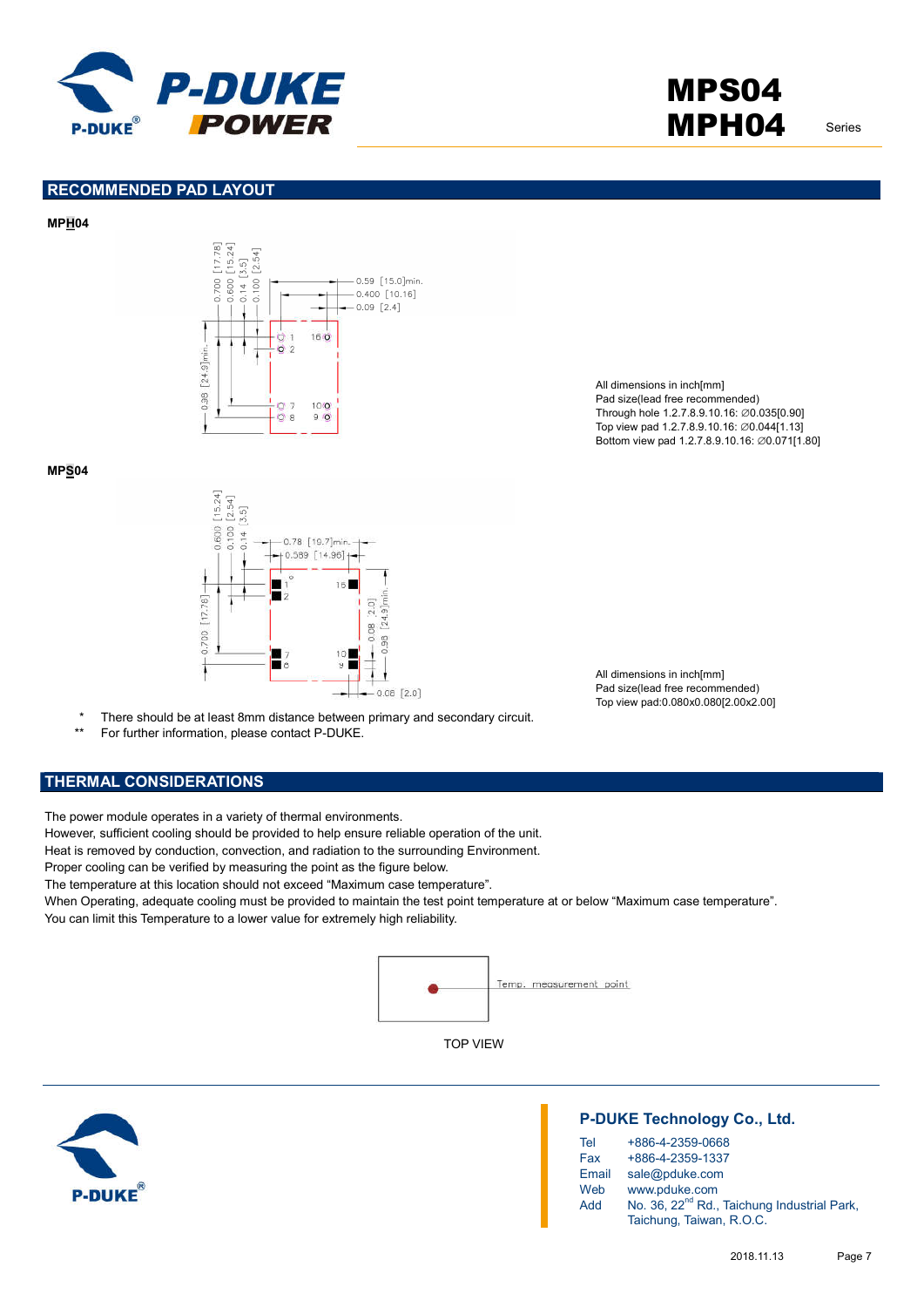## RECOMMENDED PAD LAYOUT

**MPH04**

0.700 [17.78]
0.600 [15.24]
0.14 [3.5]
0.100 [2.54]
0.59 [15.0]min.
0.400 [10.16]
0.09 [2.4]
0.98 [24.9]min.
1 2 7 8 16 10 9

All dimensions in inch[mm]
Pad size(lead free recommended)
Through hole 1.2.7.8.9.10.16: ∅0.035[0.90]
Top view pad 1.2.7.8.9.10.16: ∅0.044[1.13]
Bottom view pad 1.2.7.8.9.10.16: ∅0.071[1.80]

**MPS04**

0.600 [15.24]
0.100 [2.54]
0.14 [3.5]
0.78 [19.7]min.
0.589 [14.96]
0.700 [17.78]
0.08 [2.0]
0.98 [24.9]min.
0.08 [2.0]
1 2 7 8 15 10 9

All dimensions in inch[mm]
Pad size(lead free recommended)
Top view pad:0.080x0.080[2.00x2.00]

- \* There should be at least 8mm distance between primary and secondary circuit.
- \*\* For further information, please contact P-DUKE.

## THERMAL CONSIDERATIONS

The power module operates in a variety of thermal environments.
However, sufficient cooling should be provided to help ensure reliable operation of the unit.
Heat is removed by conduction, convection, and radiation to the surrounding Environment.
Proper cooling can be verified by measuring the point as the figure below.
The temperature at this location should not exceed "Maximum case temperature".
When Operating, adequate cooling must be provided to maintain the test point temperature at or below "Maximum case temperature".
You can limit this Temperature to a lower value for extremely high reliability.

Temp. measurement point

TOP VIEW

**P-DUKE Technology Co., Ltd.**

Tel +886-4-2359-0668
Fax +886-4-2359-1337
Email sale@pduke.com
Web www.pduke.com
Add No. 36, 22nd Rd., Taichung Industrial Park, Taichung, Taiwan, R.O.C.

2018.11.13